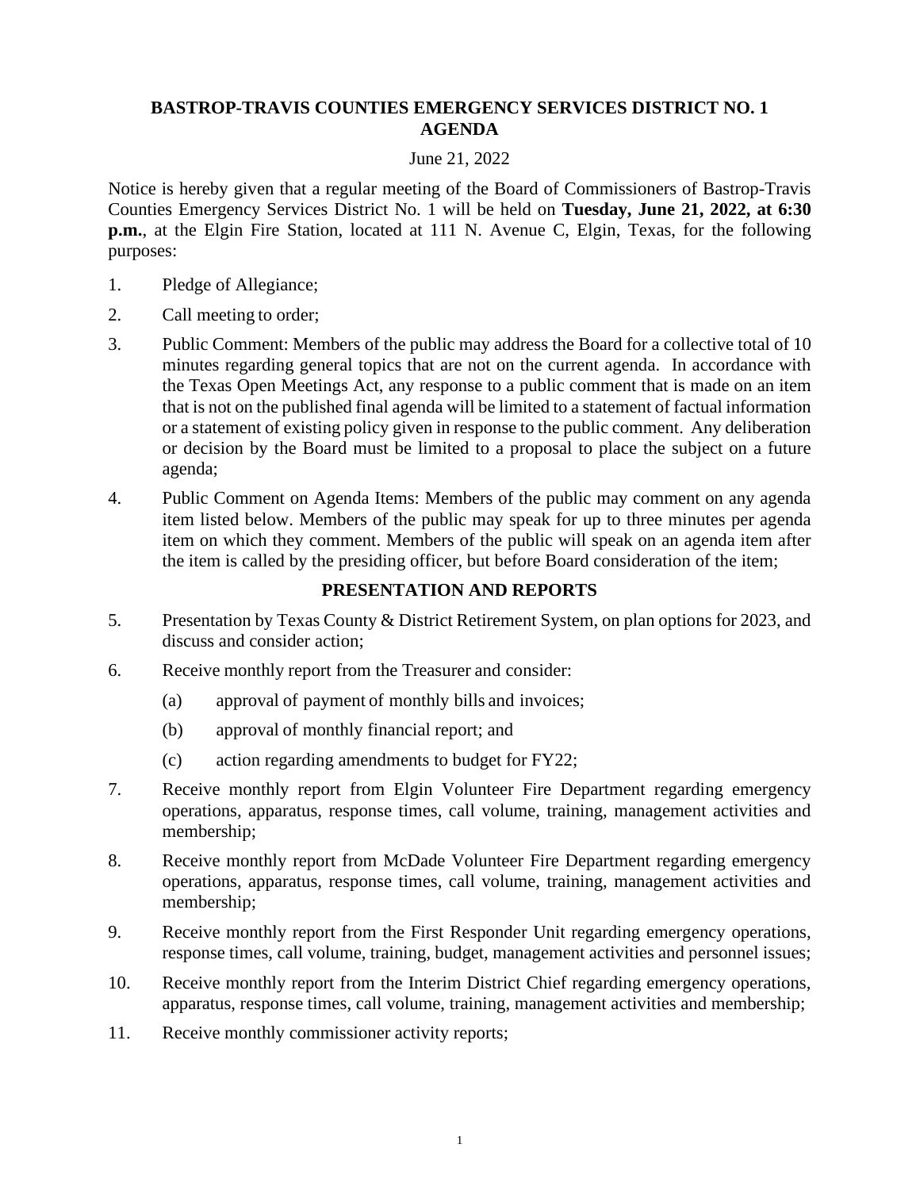# BASTROP-TRAVIS COUNTIES EMERGENCY SERVICES DISTRICT NO. 1 AGENDA

June 21, 2022

Notice is hereby given that a regular meeting of the Board of Commissioners of Bastrop-Travis Counties Emergency Services District No. 1 will be held on **Tuesday, June 21, 2022, at 6:30 p.m.**, at the Elgin Fire Station, located at 111 N. Avenue C, Elgin, Texas, for the following purposes:

1. Pledge of Allegiance;
2. Call meeting to order;
3. Public Comment: Members of the public may address the Board for a collective total of 10 minutes regarding general topics that are not on the current agenda. In accordance with the Texas Open Meetings Act, any response to a public comment that is made on an item that is not on the published final agenda will be limited to a statement of factual information or a statement of existing policy given in response to the public comment. Any deliberation or decision by the Board must be limited to a proposal to place the subject on a future agenda;
4. Public Comment on Agenda Items: Members of the public may comment on any agenda item listed below. Members of the public may speak for up to three minutes per agenda item on which they comment. Members of the public will speak on an agenda item after the item is called by the presiding officer, but before Board consideration of the item;

## PRESENTATION AND REPORTS

5. Presentation by Texas County & District Retirement System, on plan options for 2023, and discuss and consider action;
6. Receive monthly report from the Treasurer and consider:
   (a) approval of payment of monthly bills and invoices;
   (b) approval of monthly financial report; and
   (c) action regarding amendments to budget for FY22;
7. Receive monthly report from Elgin Volunteer Fire Department regarding emergency operations, apparatus, response times, call volume, training, management activities and membership;
8. Receive monthly report from McDade Volunteer Fire Department regarding emergency operations, apparatus, response times, call volume, training, management activities and membership;
9. Receive monthly report from the First Responder Unit regarding emergency operations, response times, call volume, training, budget, management activities and personnel issues;
10. Receive monthly report from the Interim District Chief regarding emergency operations, apparatus, response times, call volume, training, management activities and membership;
11. Receive monthly commissioner activity reports;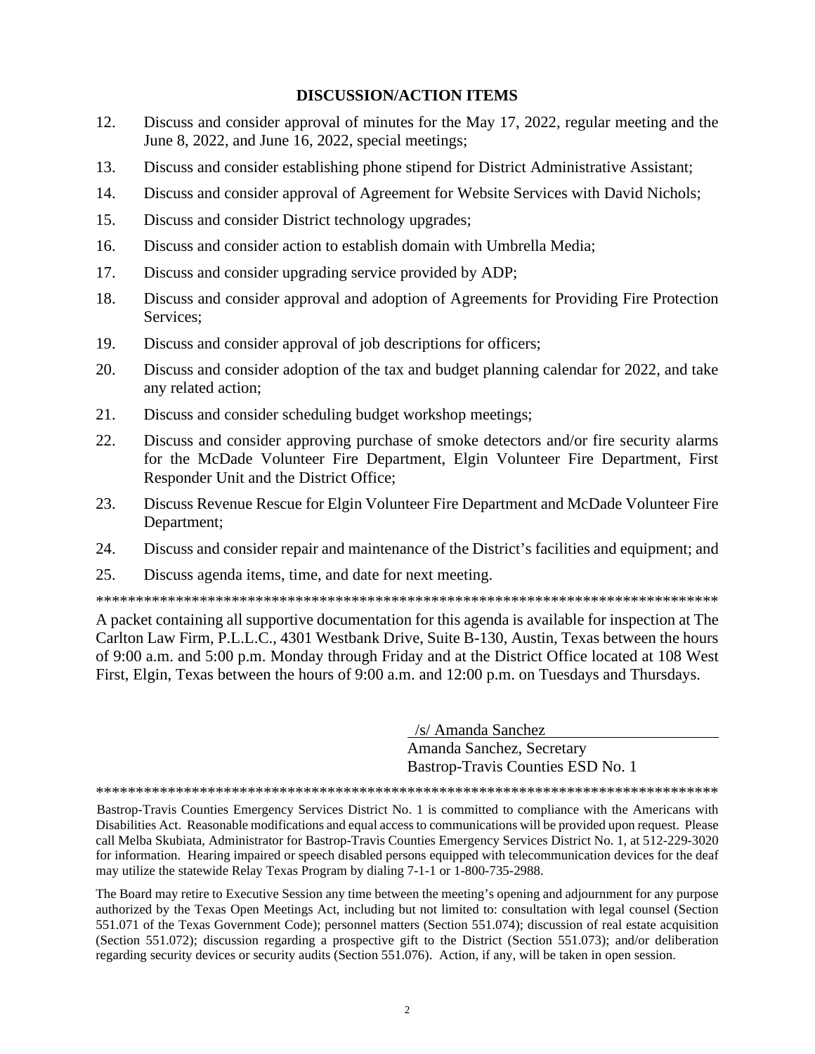## DISCUSSION/ACTION ITEMS

12. Discuss and consider approval of minutes for the May 17, 2022, regular meeting and the June 8, 2022, and June 16, 2022, special meetings;
13. Discuss and consider establishing phone stipend for District Administrative Assistant;
14. Discuss and consider approval of Agreement for Website Services with David Nichols;
15. Discuss and consider District technology upgrades;
16. Discuss and consider action to establish domain with Umbrella Media;
17. Discuss and consider upgrading service provided by ADP;
18. Discuss and consider approval and adoption of Agreements for Providing Fire Protection Services;
19. Discuss and consider approval of job descriptions for officers;
20. Discuss and consider adoption of the tax and budget planning calendar for 2022, and take any related action;
21. Discuss and consider scheduling budget workshop meetings;
22. Discuss and consider approving purchase of smoke detectors and/or fire security alarms for the McDade Volunteer Fire Department, Elgin Volunteer Fire Department, First Responder Unit and the District Office;
23. Discuss Revenue Rescue for Elgin Volunteer Fire Department and McDade Volunteer Fire Department;
24. Discuss and consider repair and maintenance of the District's facilities and equipment; and
25. Discuss agenda items, time, and date for next meeting.

********************************************************************************

A packet containing all supportive documentation for this agenda is available for inspection at The Carlton Law Firm, P.L.L.C., 4301 Westbank Drive, Suite B-130, Austin, Texas between the hours of 9:00 a.m. and 5:00 p.m. Monday through Friday and at the District Office located at 108 West First, Elgin, Texas between the hours of 9:00 a.m. and 12:00 p.m. on Tuesdays and Thursdays.

/s/ Amanda Sanchez
Amanda Sanchez, Secretary
Bastrop-Travis Counties ESD No. 1

********************************************************************************

Bastrop-Travis Counties Emergency Services District No. 1 is committed to compliance with the Americans with Disabilities Act. Reasonable modifications and equal access to communications will be provided upon request. Please call Melba Skubiata, Administrator for Bastrop-Travis Counties Emergency Services District No. 1, at 512-229-3020 for information. Hearing impaired or speech disabled persons equipped with telecommunication devices for the deaf may utilize the statewide Relay Texas Program by dialing 7-1-1 or 1-800-735-2988.

The Board may retire to Executive Session any time between the meeting's opening and adjournment for any purpose authorized by the Texas Open Meetings Act, including but not limited to: consultation with legal counsel (Section 551.071 of the Texas Government Code); personnel matters (Section 551.074); discussion of real estate acquisition (Section 551.072); discussion regarding a prospective gift to the District (Section 551.073); and/or deliberation regarding security devices or security audits (Section 551.076). Action, if any, will be taken in open session.